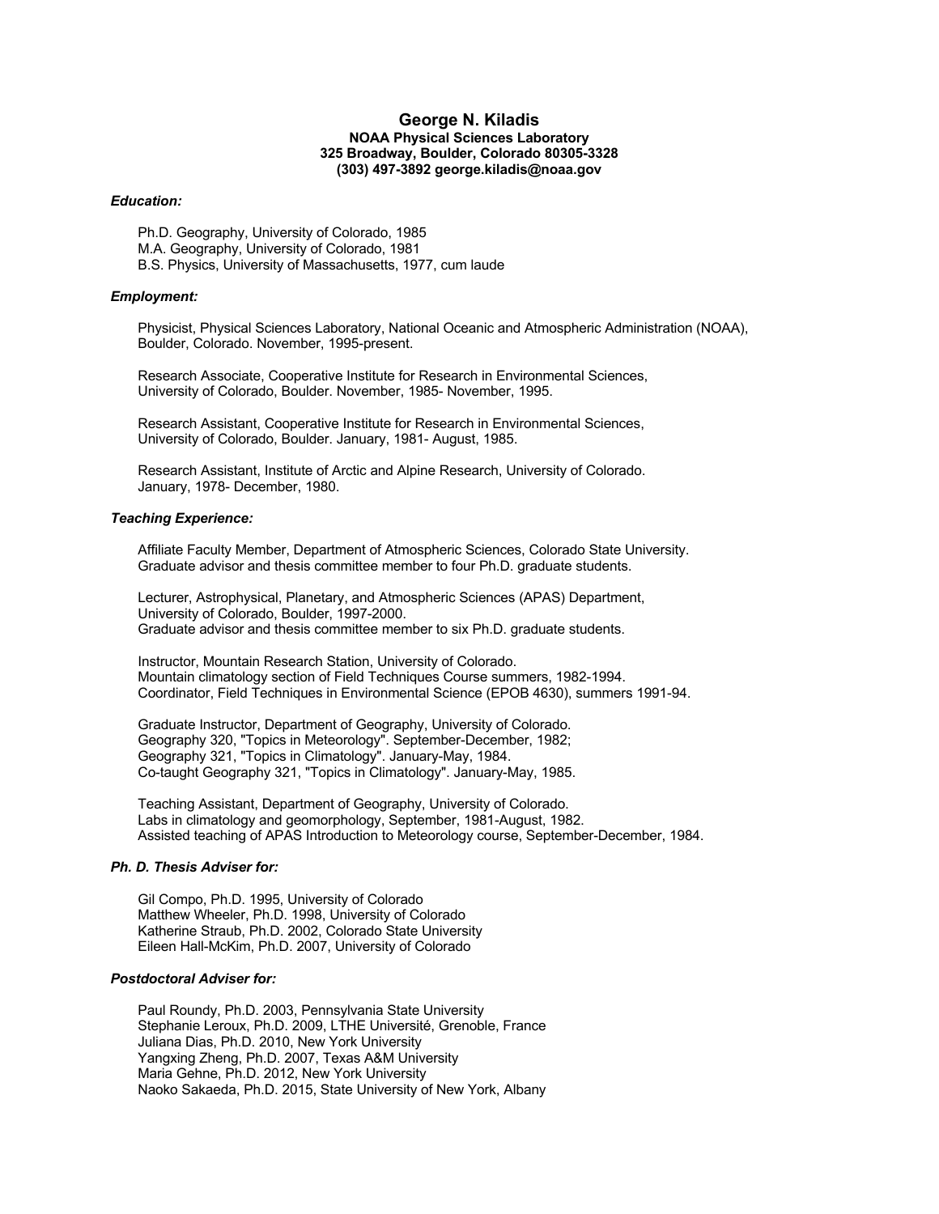# George N. Kiladis

**NOAA Physical Sciences Laboratory**
**325 Broadway, Boulder, Colorado 80305-3328**
**(303) 497-3892 george.kiladis@noaa.gov**

### *Education:*

Ph.D. Geography, University of Colorado, 1985
M.A. Geography, University of Colorado, 1981
B.S. Physics, University of Massachusetts, 1977, cum laude

### *Employment:*

Physicist, Physical Sciences Laboratory, National Oceanic and Atmospheric Administration (NOAA), Boulder, Colorado. November, 1995-present.

Research Associate, Cooperative Institute for Research in Environmental Sciences, University of Colorado, Boulder. November, 1985- November, 1995.

Research Assistant, Cooperative Institute for Research in Environmental Sciences, University of Colorado, Boulder. January, 1981- August, 1985.

Research Assistant, Institute of Arctic and Alpine Research, University of Colorado. January, 1978- December, 1980.

### *Teaching Experience:*

Affiliate Faculty Member, Department of Atmospheric Sciences, Colorado State University.
Graduate advisor and thesis committee member to four Ph.D. graduate students.

Lecturer, Astrophysical, Planetary, and Atmospheric Sciences (APAS) Department, University of Colorado, Boulder, 1997-2000.
Graduate advisor and thesis committee member to six Ph.D. graduate students.

Instructor, Mountain Research Station, University of Colorado.
Mountain climatology section of Field Techniques Course summers, 1982-1994.
Coordinator, Field Techniques in Environmental Science (EPOB 4630), summers 1991-94.

Graduate Instructor, Department of Geography, University of Colorado.
Geography 320, "Topics in Meteorology". September-December, 1982;
Geography 321, "Topics in Climatology". January-May, 1984.
Co-taught Geography 321, "Topics in Climatology". January-May, 1985.

Teaching Assistant, Department of Geography, University of Colorado.
Labs in climatology and geomorphology, September, 1981-August, 1982.
Assisted teaching of APAS Introduction to Meteorology course, September-December, 1984.

### *Ph. D. Thesis Adviser for:*

Gil Compo, Ph.D. 1995, University of Colorado
Matthew Wheeler, Ph.D. 1998, University of Colorado
Katherine Straub, Ph.D. 2002, Colorado State University
Eileen Hall-McKim, Ph.D. 2007, University of Colorado

### *Postdoctoral Adviser for:*

Paul Roundy, Ph.D. 2003, Pennsylvania State University
Stephanie Leroux, Ph.D. 2009, LTHE Université, Grenoble, France
Juliana Dias, Ph.D. 2010, New York University
Yangxing Zheng, Ph.D. 2007, Texas A&M University
Maria Gehne, Ph.D. 2012, New York University
Naoko Sakaeda, Ph.D. 2015, State University of New York, Albany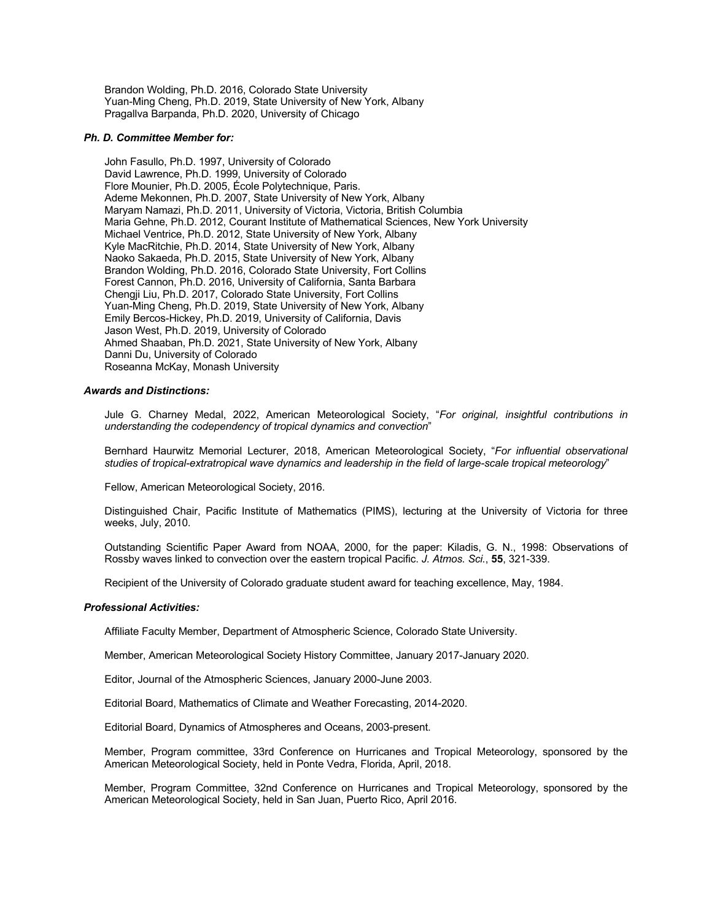Brandon Wolding, Ph.D. 2016, Colorado State University
Yuan-Ming Cheng, Ph.D. 2019, State University of New York, Albany
Pragallva Barpanda, Ph.D. 2020, University of Chicago

### *Ph. D. Committee Member for:*

John Fasullo, Ph.D. 1997, University of Colorado
David Lawrence, Ph.D. 1999, University of Colorado
Flore Mounier, Ph.D. 2005, École Polytechnique, Paris.
Ademe Mekonnen, Ph.D. 2007, State University of New York, Albany
Maryam Namazi, Ph.D. 2011, University of Victoria, Victoria, British Columbia
Maria Gehne, Ph.D. 2012, Courant Institute of Mathematical Sciences, New York University
Michael Ventrice, Ph.D. 2012, State University of New York, Albany
Kyle MacRitchie, Ph.D. 2014, State University of New York, Albany
Naoko Sakaeda, Ph.D. 2015, State University of New York, Albany
Brandon Wolding, Ph.D. 2016, Colorado State University, Fort Collins
Forest Cannon, Ph.D. 2016, University of California, Santa Barbara
Chengji Liu, Ph.D. 2017, Colorado State University, Fort Collins
Yuan-Ming Cheng, Ph.D. 2019, State University of New York, Albany
Emily Bercos-Hickey, Ph.D. 2019, University of California, Davis
Jason West, Ph.D. 2019, University of Colorado
Ahmed Shaaban, Ph.D. 2021, State University of New York, Albany
Danni Du, University of Colorado
Roseanna McKay, Monash University

### *Awards and Distinctions:*

Jule G. Charney Medal, 2022, American Meteorological Society, "*For original, insightful contributions in understanding the codependency of tropical dynamics and convection*"

Bernhard Haurwitz Memorial Lecturer, 2018, American Meteorological Society, "*For influential observational studies of tropical-extratropical wave dynamics and leadership in the field of large-scale tropical meteorology*"

Fellow, American Meteorological Society, 2016.

Distinguished Chair, Pacific Institute of Mathematics (PIMS), lecturing at the University of Victoria for three weeks, July, 2010.

Outstanding Scientific Paper Award from NOAA, 2000, for the paper: Kiladis, G. N., 1998: Observations of Rossby waves linked to convection over the eastern tropical Pacific. *J. Atmos. Sci.*, **55**, 321-339.

Recipient of the University of Colorado graduate student award for teaching excellence, May, 1984.

### *Professional Activities:*

Affiliate Faculty Member, Department of Atmospheric Science, Colorado State University.

Member, American Meteorological Society History Committee, January 2017-January 2020.

Editor, Journal of the Atmospheric Sciences, January 2000-June 2003.

Editorial Board, Mathematics of Climate and Weather Forecasting, 2014-2020.

Editorial Board, Dynamics of Atmospheres and Oceans, 2003-present.

Member, Program committee, 33rd Conference on Hurricanes and Tropical Meteorology, sponsored by the American Meteorological Society, held in Ponte Vedra, Florida, April, 2018.

Member, Program Committee, 32nd Conference on Hurricanes and Tropical Meteorology, sponsored by the American Meteorological Society, held in San Juan, Puerto Rico, April 2016.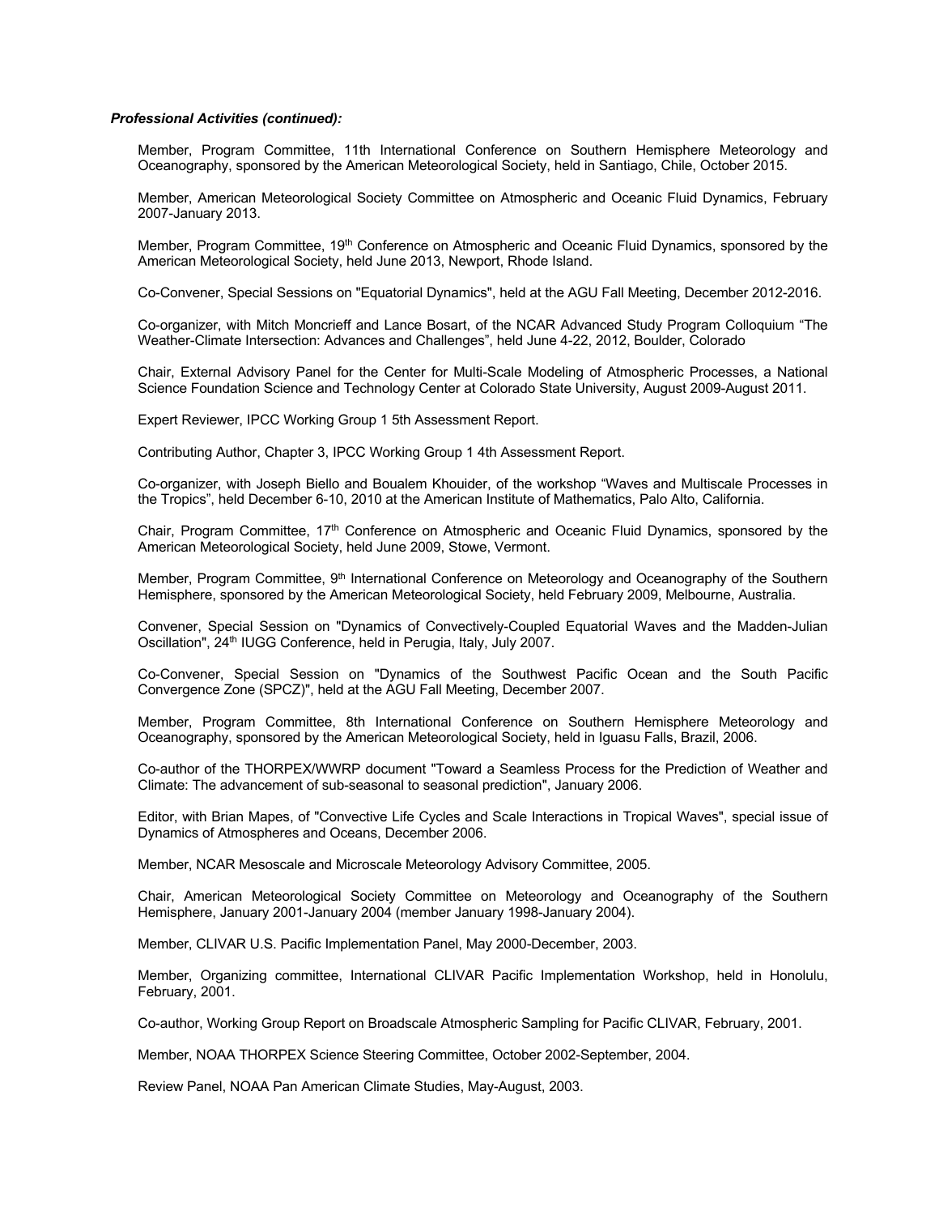***Professional Activities (continued):***

Member, Program Committee, 11th International Conference on Southern Hemisphere Meteorology and Oceanography, sponsored by the American Meteorological Society, held in Santiago, Chile, October 2015.

Member, American Meteorological Society Committee on Atmospheric and Oceanic Fluid Dynamics, February 2007-January 2013.

Member, Program Committee, 19th Conference on Atmospheric and Oceanic Fluid Dynamics, sponsored by the American Meteorological Society, held June 2013, Newport, Rhode Island.

Co-Convener, Special Sessions on "Equatorial Dynamics", held at the AGU Fall Meeting, December 2012-2016.

Co-organizer, with Mitch Moncrieff and Lance Bosart, of the NCAR Advanced Study Program Colloquium "The Weather-Climate Intersection: Advances and Challenges", held June 4-22, 2012, Boulder, Colorado

Chair, External Advisory Panel for the Center for Multi-Scale Modeling of Atmospheric Processes, a National Science Foundation Science and Technology Center at Colorado State University, August 2009-August 2011.

Expert Reviewer, IPCC Working Group 1 5th Assessment Report.

Contributing Author, Chapter 3, IPCC Working Group 1 4th Assessment Report.

Co-organizer, with Joseph Biello and Boualem Khouider, of the workshop "Waves and Multiscale Processes in the Tropics", held December 6-10, 2010 at the American Institute of Mathematics, Palo Alto, California.

Chair, Program Committee, 17th Conference on Atmospheric and Oceanic Fluid Dynamics, sponsored by the American Meteorological Society, held June 2009, Stowe, Vermont.

Member, Program Committee, 9th International Conference on Meteorology and Oceanography of the Southern Hemisphere, sponsored by the American Meteorological Society, held February 2009, Melbourne, Australia.

Convener, Special Session on "Dynamics of Convectively-Coupled Equatorial Waves and the Madden-Julian Oscillation", 24th IUGG Conference, held in Perugia, Italy, July 2007.

Co-Convener, Special Session on "Dynamics of the Southwest Pacific Ocean and the South Pacific Convergence Zone (SPCZ)", held at the AGU Fall Meeting, December 2007.

Member, Program Committee, 8th International Conference on Southern Hemisphere Meteorology and Oceanography, sponsored by the American Meteorological Society, held in Iguasu Falls, Brazil, 2006.

Co-author of the THORPEX/WWRP document "Toward a Seamless Process for the Prediction of Weather and Climate: The advancement of sub-seasonal to seasonal prediction", January 2006.

Editor, with Brian Mapes, of "Convective Life Cycles and Scale Interactions in Tropical Waves", special issue of Dynamics of Atmospheres and Oceans, December 2006.

Member, NCAR Mesoscale and Microscale Meteorology Advisory Committee, 2005.

Chair, American Meteorological Society Committee on Meteorology and Oceanography of the Southern Hemisphere, January 2001-January 2004 (member January 1998-January 2004).

Member, CLIVAR U.S. Pacific Implementation Panel, May 2000-December, 2003.

Member, Organizing committee, International CLIVAR Pacific Implementation Workshop, held in Honolulu, February, 2001.

Co-author, Working Group Report on Broadscale Atmospheric Sampling for Pacific CLIVAR, February, 2001.

Member, NOAA THORPEX Science Steering Committee, October 2002-September, 2004.

Review Panel, NOAA Pan American Climate Studies, May-August, 2003.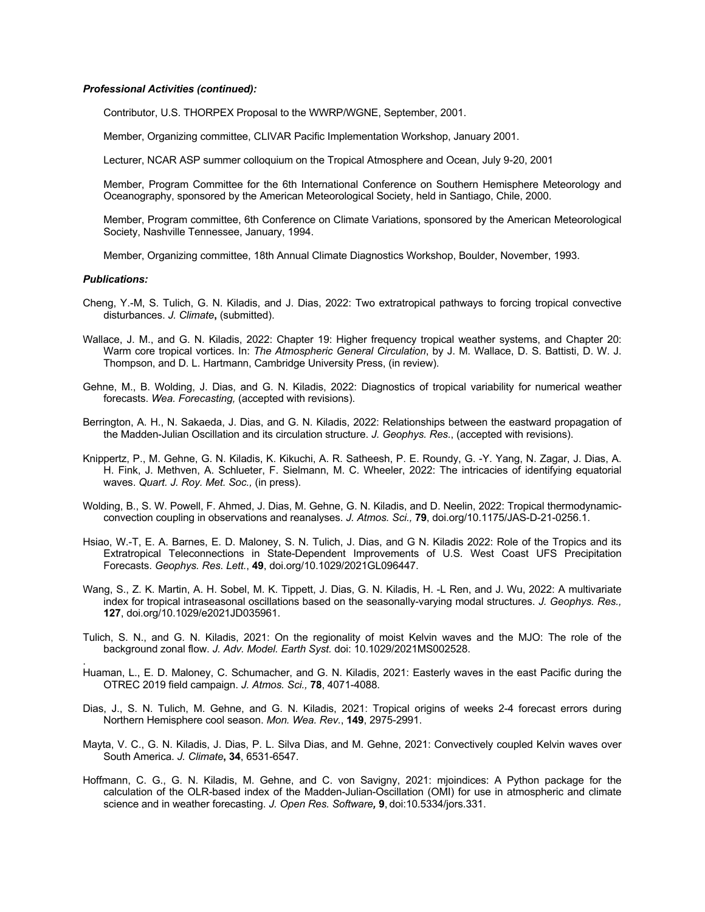***Professional Activities (continued):***

Contributor, U.S. THORPEX Proposal to the WWRP/WGNE, September, 2001.

Member, Organizing committee, CLIVAR Pacific Implementation Workshop, January 2001.

Lecturer, NCAR ASP summer colloquium on the Tropical Atmosphere and Ocean, July 9-20, 2001

Member, Program Committee for the 6th International Conference on Southern Hemisphere Meteorology and Oceanography, sponsored by the American Meteorological Society, held in Santiago, Chile, 2000.

Member, Program committee, 6th Conference on Climate Variations, sponsored by the American Meteorological Society, Nashville Tennessee, January, 1994.

Member, Organizing committee, 18th Annual Climate Diagnostics Workshop, Boulder, November, 1993.

***Publications:***

Cheng, Y.-M, S. Tulich, G. N. Kiladis, and J. Dias, 2022: Two extratropical pathways to forcing tropical convective disturbances. *J. Climate***,** (submitted).

Wallace, J. M., and G. N. Kiladis, 2022: Chapter 19: Higher frequency tropical weather systems, and Chapter 20: Warm core tropical vortices. In: *The Atmospheric General Circulation*, by J. M. Wallace, D. S. Battisti, D. W. J. Thompson, and D. L. Hartmann, Cambridge University Press, (in review).

Gehne, M., B. Wolding, J. Dias, and G. N. Kiladis, 2022: Diagnostics of tropical variability for numerical weather forecasts. *Wea. Forecasting,* (accepted with revisions).

Berrington, A. H., N. Sakaeda, J. Dias, and G. N. Kiladis, 2022: Relationships between the eastward propagation of the Madden-Julian Oscillation and its circulation structure. *J. Geophys. Res.*, (accepted with revisions).

Knippertz, P., M. Gehne, G. N. Kiladis, K. Kikuchi, A. R. Satheesh, P. E. Roundy, G. -Y. Yang, N. Zagar, J. Dias, A. H. Fink, J. Methven, A. Schlueter, F. Sielmann, M. C. Wheeler, 2022: The intricacies of identifying equatorial waves. *Quart. J. Roy. Met. Soc.,* (in press).

Wolding, B., S. W. Powell, F. Ahmed, J. Dias, M. Gehne, G. N. Kiladis, and D. Neelin, 2022: Tropical thermodynamic-convection coupling in observations and reanalyses. *J. Atmos. Sci.,* **79**, doi.org/10.1175/JAS-D-21-0256.1.

Hsiao, W.-T, E. A. Barnes, E. D. Maloney, S. N. Tulich, J. Dias, and G N. Kiladis 2022: Role of the Tropics and its Extratropical Teleconnections in State-Dependent Improvements of U.S. West Coast UFS Precipitation Forecasts. *Geophys. Res. Lett.*, **49**, doi.org/10.1029/2021GL096447.

Wang, S., Z. K. Martin, A. H. Sobel, M. K. Tippett, J. Dias, G. N. Kiladis, H. -L Ren, and J. Wu, 2022: A multivariate index for tropical intraseasonal oscillations based on the seasonally-varying modal structures. *J. Geophys. Res.,* **127**, doi.org/10.1029/e2021JD035961.

Tulich, S. N., and G. N. Kiladis, 2021: On the regionality of moist Kelvin waves and the MJO: The role of the background zonal flow. *J. Adv. Model. Earth Syst.* doi: 10.1029/2021MS002528.

Huaman, L., E. D. Maloney, C. Schumacher, and G. N. Kiladis, 2021: Easterly waves in the east Pacific during the OTREC 2019 field campaign. *J. Atmos. Sci.,* **78**, 4071-4088.

Dias, J., S. N. Tulich, M. Gehne, and G. N. Kiladis, 2021: Tropical origins of weeks 2-4 forecast errors during Northern Hemisphere cool season. *Mon. Wea. Rev.*, **149**, 2975-2991.

Mayta, V. C., G. N. Kiladis, J. Dias, P. L. Silva Dias, and M. Gehne, 2021: Convectively coupled Kelvin waves over South America. *J. Climate***, 34**, 6531-6547.

Hoffmann, C. G., G. N. Kiladis, M. Gehne, and C. von Savigny, 2021: mjoindices: A Python package for the calculation of the OLR-based index of the Madden-Julian-Oscillation (OMI) for use in atmospheric and climate science and in weather forecasting. *J. Open Res. Software,* **9**, doi:10.5334/jors.331.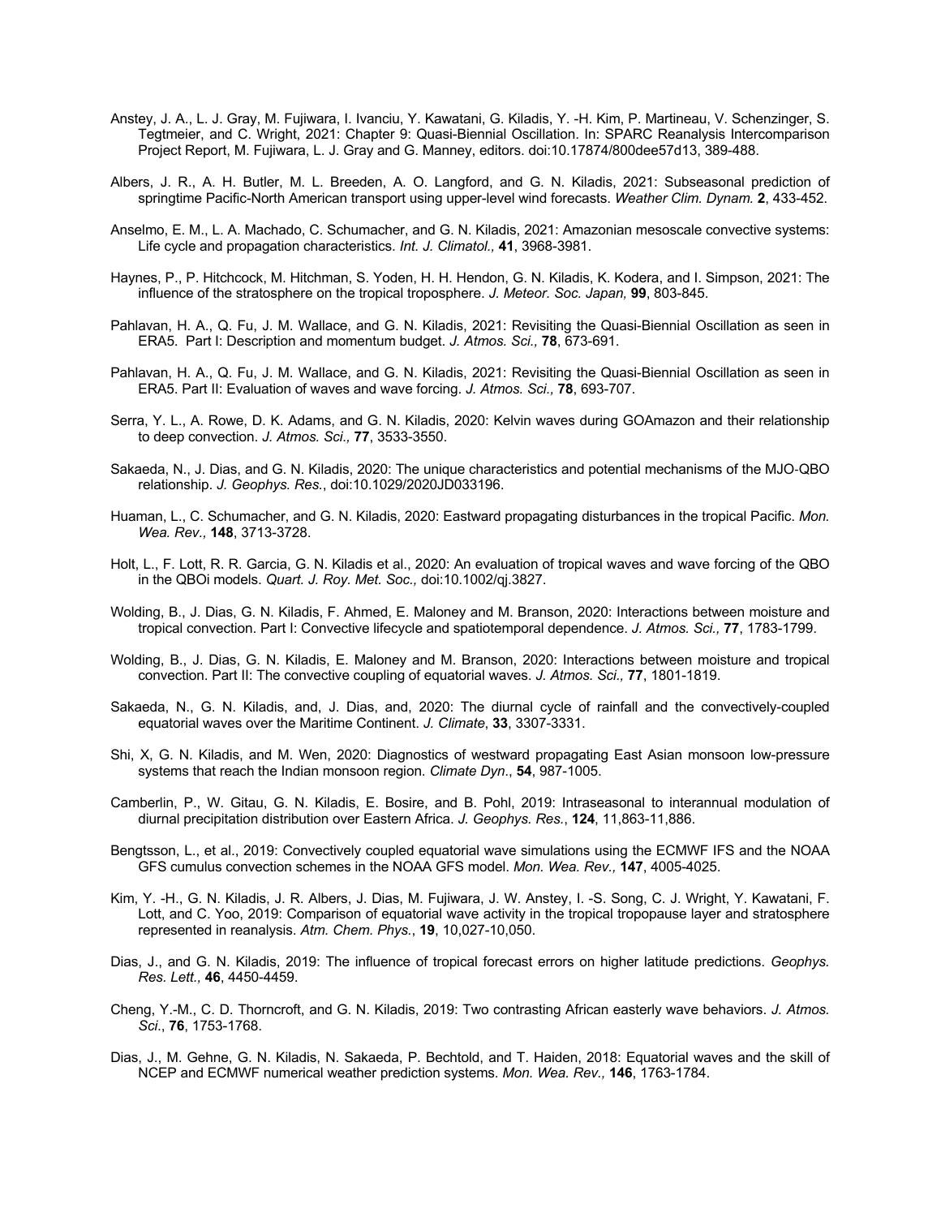Anstey, J. A., L. J. Gray, M. Fujiwara, I. Ivanciu, Y. Kawatani, G. Kiladis, Y. -H. Kim, P. Martineau, V. Schenzinger, S. Tegtmeier, and C. Wright, 2021: Chapter 9: Quasi-Biennial Oscillation. In: SPARC Reanalysis Intercomparison Project Report, M. Fujiwara, L. J. Gray and G. Manney, editors. doi:10.17874/800dee57d13, 389-488.

Albers, J. R., A. H. Butler, M. L. Breeden, A. O. Langford, and G. N. Kiladis, 2021: Subseasonal prediction of springtime Pacific-North American transport using upper-level wind forecasts. *Weather Clim. Dynam.* **2**, 433-452.

Anselmo, E. M., L. A. Machado, C. Schumacher, and G. N. Kiladis, 2021: Amazonian mesoscale convective systems: Life cycle and propagation characteristics. *Int. J. Climatol.,* **41**, 3968-3981.

Haynes, P., P. Hitchcock, M. Hitchman, S. Yoden, H. H. Hendon, G. N. Kiladis, K. Kodera, and I. Simpson, 2021: The influence of the stratosphere on the tropical troposphere. *J. Meteor. Soc. Japan,* **99**, 803-845.

Pahlavan, H. A., Q. Fu, J. M. Wallace, and G. N. Kiladis, 2021: Revisiting the Quasi-Biennial Oscillation as seen in ERA5. Part I: Description and momentum budget. *J. Atmos. Sci.,* **78**, 673-691.

Pahlavan, H. A., Q. Fu, J. M. Wallace, and G. N. Kiladis, 2021: Revisiting the Quasi-Biennial Oscillation as seen in ERA5. Part II: Evaluation of waves and wave forcing. *J. Atmos. Sci.,* **78**, 693-707.

Serra, Y. L., A. Rowe, D. K. Adams, and G. N. Kiladis, 2020: Kelvin waves during GOAmazon and their relationship to deep convection. *J. Atmos. Sci.,* **77**, 3533-3550.

Sakaeda, N., J. Dias, and G. N. Kiladis, 2020: The unique characteristics and potential mechanisms of the MJO-QBO relationship. *J. Geophys. Res.*, doi:10.1029/2020JD033196.

Huaman, L., C. Schumacher, and G. N. Kiladis, 2020: Eastward propagating disturbances in the tropical Pacific. *Mon. Wea. Rev.,* **148**, 3713-3728.

Holt, L., F. Lott, R. R. Garcia, G. N. Kiladis et al., 2020: An evaluation of tropical waves and wave forcing of the QBO in the QBOi models. *Quart. J. Roy. Met. Soc.,* doi:10.1002/qj.3827.

Wolding, B., J. Dias, G. N. Kiladis, F. Ahmed, E. Maloney and M. Branson, 2020: Interactions between moisture and tropical convection. Part I: Convective lifecycle and spatiotemporal dependence. *J. Atmos. Sci.,* **77**, 1783-1799.

Wolding, B., J. Dias, G. N. Kiladis, E. Maloney and M. Branson, 2020: Interactions between moisture and tropical convection. Part II: The convective coupling of equatorial waves. *J. Atmos. Sci.,* **77**, 1801-1819.

Sakaeda, N., G. N. Kiladis, and, J. Dias, and, 2020: The diurnal cycle of rainfall and the convectively-coupled equatorial waves over the Maritime Continent. *J. Climate*, **33**, 3307-3331.

Shi, X, G. N. Kiladis, and M. Wen, 2020: Diagnostics of westward propagating East Asian monsoon low-pressure systems that reach the Indian monsoon region. *Climate Dyn*., **54**, 987-1005.

Camberlin, P., W. Gitau, G. N. Kiladis, E. Bosire, and B. Pohl, 2019: Intraseasonal to interannual modulation of diurnal precipitation distribution over Eastern Africa. *J. Geophys. Res.*, **124**, 11,863-11,886.

Bengtsson, L., et al., 2019: Convectively coupled equatorial wave simulations using the ECMWF IFS and the NOAA GFS cumulus convection schemes in the NOAA GFS model. *Mon. Wea. Rev.,* **147**, 4005-4025.

Kim, Y. -H., G. N. Kiladis, J. R. Albers, J. Dias, M. Fujiwara, J. W. Anstey, I. -S. Song, C. J. Wright, Y. Kawatani, F. Lott, and C. Yoo, 2019: Comparison of equatorial wave activity in the tropical tropopause layer and stratosphere represented in reanalysis. *Atm. Chem. Phys.*, **19**, 10,027-10,050.

Dias, J., and G. N. Kiladis, 2019: The influence of tropical forecast errors on higher latitude predictions. *Geophys. Res. Lett.,* **46**, 4450-4459.

Cheng, Y.-M., C. D. Thorncroft, and G. N. Kiladis, 2019: Two contrasting African easterly wave behaviors. *J. Atmos. Sci*., **76**, 1753-1768.

Dias, J., M. Gehne, G. N. Kiladis, N. Sakaeda, P. Bechtold, and T. Haiden, 2018: Equatorial waves and the skill of NCEP and ECMWF numerical weather prediction systems. *Mon. Wea. Rev.,* **146**, 1763-1784.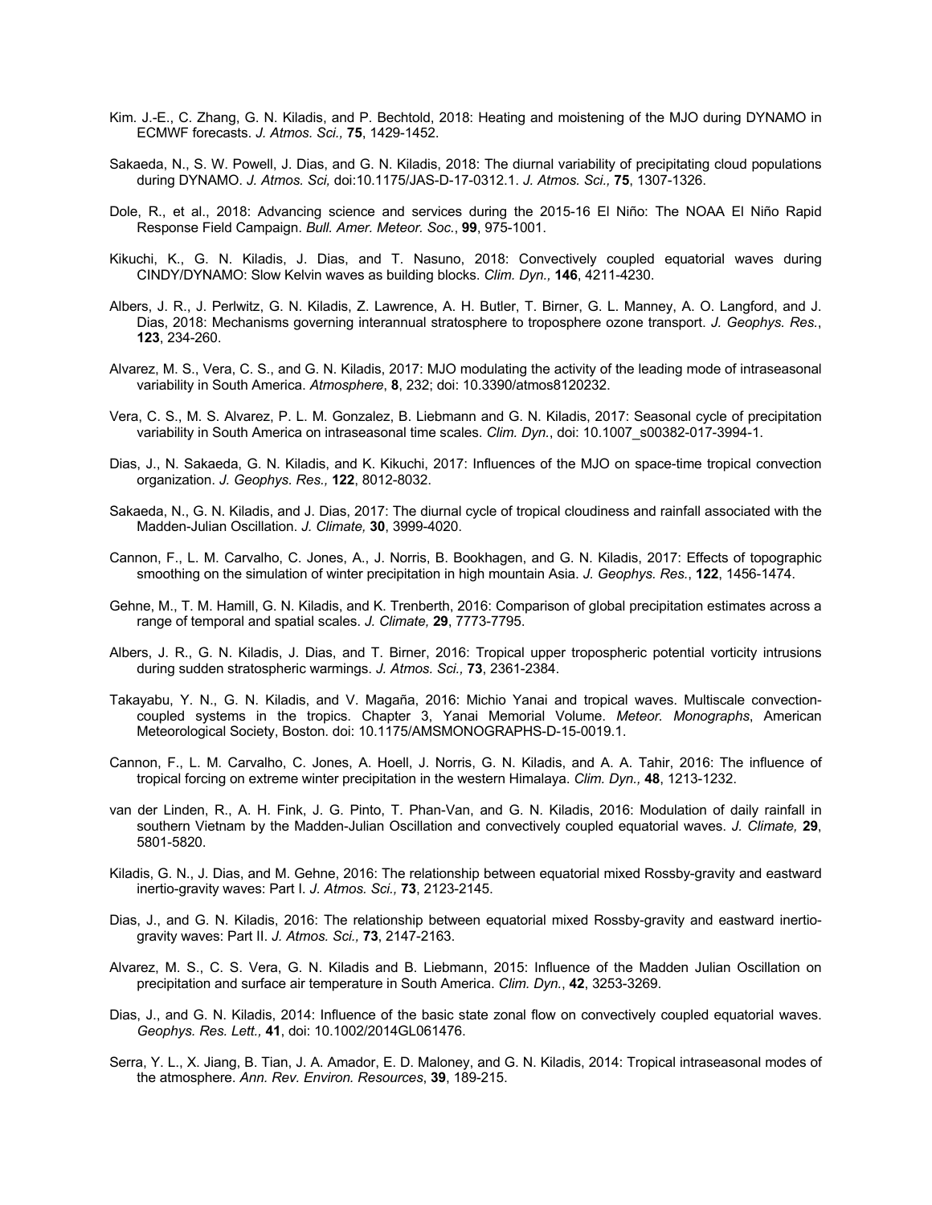Kim. J.-E., C. Zhang, G. N. Kiladis, and P. Bechtold, 2018: Heating and moistening of the MJO during DYNAMO in ECMWF forecasts. *J. Atmos. Sci.,* **75**, 1429-1452.

Sakaeda, N., S. W. Powell, J. Dias, and G. N. Kiladis, 2018: The diurnal variability of precipitating cloud populations during DYNAMO. *J. Atmos. Sci,* doi:10.1175/JAS-D-17-0312.1. *J. Atmos. Sci.,* **75**, 1307-1326.

Dole, R., et al., 2018: Advancing science and services during the 2015-16 El Niño: The NOAA El Niño Rapid Response Field Campaign. *Bull. Amer. Meteor. Soc.*, **99**, 975-1001.

Kikuchi, K., G. N. Kiladis, J. Dias, and T. Nasuno, 2018: Convectively coupled equatorial waves during CINDY/DYNAMO: Slow Kelvin waves as building blocks. *Clim. Dyn.,* **146**, 4211-4230.

Albers, J. R., J. Perlwitz, G. N. Kiladis, Z. Lawrence, A. H. Butler, T. Birner, G. L. Manney, A. O. Langford, and J. Dias, 2018: Mechanisms governing interannual stratosphere to troposphere ozone transport. *J. Geophys. Res.*, **123**, 234-260.

Alvarez, M. S., Vera, C. S., and G. N. Kiladis, 2017: MJO modulating the activity of the leading mode of intraseasonal variability in South America. *Atmosphere*, **8**, 232; doi: 10.3390/atmos8120232.

Vera, C. S., M. S. Alvarez, P. L. M. Gonzalez, B. Liebmann and G. N. Kiladis, 2017: Seasonal cycle of precipitation variability in South America on intraseasonal time scales. *Clim. Dyn.*, doi: 10.1007_s00382-017-3994-1.

Dias, J., N. Sakaeda, G. N. Kiladis, and K. Kikuchi, 2017: Influences of the MJO on space-time tropical convection organization. *J. Geophys. Res.,* **122**, 8012-8032.

Sakaeda, N., G. N. Kiladis, and J. Dias, 2017: The diurnal cycle of tropical cloudiness and rainfall associated with the Madden-Julian Oscillation. *J. Climate,* **30**, 3999-4020.

Cannon, F., L. M. Carvalho, C. Jones, A., J. Norris, B. Bookhagen, and G. N. Kiladis, 2017: Effects of topographic smoothing on the simulation of winter precipitation in high mountain Asia. *J. Geophys. Res.*, **122**, 1456-1474.

Gehne, M., T. M. Hamill, G. N. Kiladis, and K. Trenberth, 2016: Comparison of global precipitation estimates across a range of temporal and spatial scales. *J. Climate,* **29**, 7773-7795.

Albers, J. R., G. N. Kiladis, J. Dias, and T. Birner, 2016: Tropical upper tropospheric potential vorticity intrusions during sudden stratospheric warmings. *J. Atmos. Sci.,* **73**, 2361-2384.

Takayabu, Y. N., G. N. Kiladis, and V. Magaña, 2016: Michio Yanai and tropical waves. Multiscale convection-coupled systems in the tropics. Chapter 3, Yanai Memorial Volume. *Meteor. Monographs*, American Meteorological Society, Boston. doi: 10.1175/AMSMONOGRAPHS-D-15-0019.1.

Cannon, F., L. M. Carvalho, C. Jones, A. Hoell, J. Norris, G. N. Kiladis, and A. A. Tahir, 2016: The influence of tropical forcing on extreme winter precipitation in the western Himalaya. *Clim. Dyn.,* **48**, 1213-1232.

van der Linden, R., A. H. Fink, J. G. Pinto, T. Phan-Van, and G. N. Kiladis, 2016: Modulation of daily rainfall in southern Vietnam by the Madden-Julian Oscillation and convectively coupled equatorial waves. *J. Climate,* **29**, 5801-5820.

Kiladis, G. N., J. Dias, and M. Gehne, 2016: The relationship between equatorial mixed Rossby-gravity and eastward inertio-gravity waves: Part I. *J. Atmos. Sci.,* **73**, 2123-2145.

Dias, J., and G. N. Kiladis, 2016: The relationship between equatorial mixed Rossby-gravity and eastward inertio-gravity waves: Part II. *J. Atmos. Sci.,* **73**, 2147-2163.

Alvarez, M. S., C. S. Vera, G. N. Kiladis and B. Liebmann, 2015: Influence of the Madden Julian Oscillation on precipitation and surface air temperature in South America. *Clim. Dyn.*, **42**, 3253-3269.

Dias, J., and G. N. Kiladis, 2014: Influence of the basic state zonal flow on convectively coupled equatorial waves. *Geophys. Res. Lett.,* **41**, doi: 10.1002/2014GL061476.

Serra, Y. L., X. Jiang, B. Tian, J. A. Amador, E. D. Maloney, and G. N. Kiladis, 2014: Tropical intraseasonal modes of the atmosphere. *Ann. Rev. Environ. Resources*, **39**, 189-215.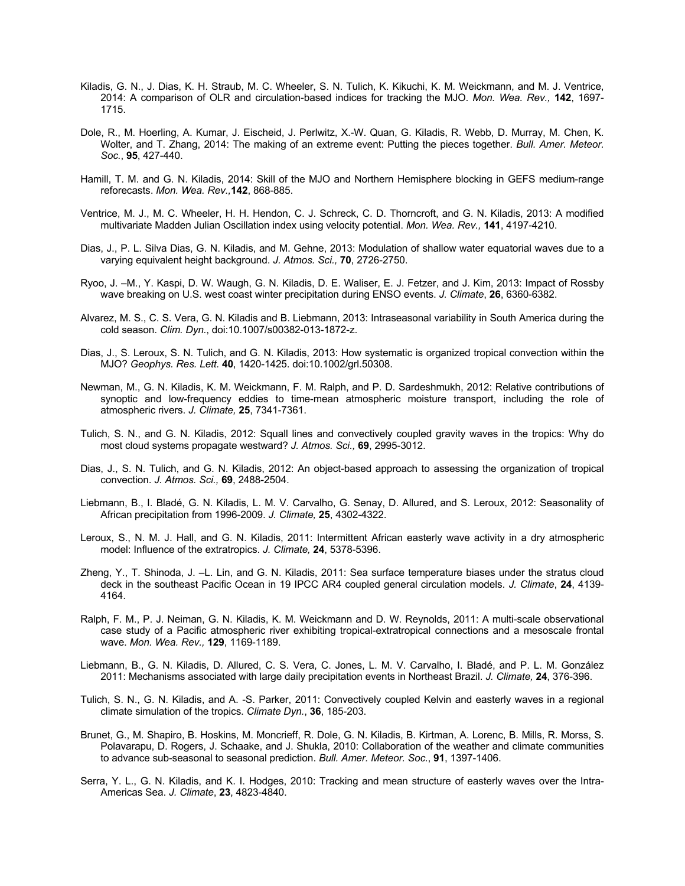Kiladis, G. N., J. Dias, K. H. Straub, M. C. Wheeler, S. N. Tulich, K. Kikuchi, K. M. Weickmann, and M. J. Ventrice, 2014: A comparison of OLR and circulation-based indices for tracking the MJO. *Mon. Wea. Rev.,* **142**, 1697-1715.

Dole, R., M. Hoerling, A. Kumar, J. Eischeid, J. Perlwitz, X.-W. Quan, G. Kiladis, R. Webb, D. Murray, M. Chen, K. Wolter, and T. Zhang, 2014: The making of an extreme event: Putting the pieces together. *Bull. Amer. Meteor. Soc.*, **95**, 427-440.

Hamill, T. M. and G. N. Kiladis, 2014: Skill of the MJO and Northern Hemisphere blocking in GEFS medium-range reforecasts. *Mon. Wea. Rev.,***142**, 868-885.

Ventrice, M. J., M. C. Wheeler, H. H. Hendon, C. J. Schreck, C. D. Thorncroft, and G. N. Kiladis, 2013: A modified multivariate Madden Julian Oscillation index using velocity potential. *Mon. Wea. Rev.,* **141**, 4197-4210.

Dias, J., P. L. Silva Dias, G. N. Kiladis, and M. Gehne, 2013: Modulation of shallow water equatorial waves due to a varying equivalent height background. *J. Atmos. Sci.,* **70**, 2726-2750.

Ryoo, J. –M., Y. Kaspi, D. W. Waugh, G. N. Kiladis, D. E. Waliser, E. J. Fetzer, and J. Kim, 2013: Impact of Rossby wave breaking on U.S. west coast winter precipitation during ENSO events. *J. Climate*, **26**, 6360-6382.

Alvarez, M. S., C. S. Vera, G. N. Kiladis and B. Liebmann, 2013: Intraseasonal variability in South America during the cold season. *Clim. Dyn.*, doi:10.1007/s00382-013-1872-z.

Dias, J., S. Leroux, S. N. Tulich, and G. N. Kiladis, 2013: How systematic is organized tropical convection within the MJO? *Geophys. Res. Lett.* **40**, 1420-1425. doi:10.1002/grl.50308.

Newman, M., G. N. Kiladis, K. M. Weickmann, F. M. Ralph, and P. D. Sardeshmukh, 2012: Relative contributions of synoptic and low-frequency eddies to time-mean atmospheric moisture transport, including the role of atmospheric rivers. *J. Climate,* **25**, 7341-7361.

Tulich, S. N., and G. N. Kiladis, 2012: Squall lines and convectively coupled gravity waves in the tropics: Why do most cloud systems propagate westward? *J. Atmos. Sci.,* **69**, 2995-3012.

Dias, J., S. N. Tulich, and G. N. Kiladis, 2012: An object-based approach to assessing the organization of tropical convection. *J. Atmos. Sci.,* **69**, 2488-2504.

Liebmann, B., I. Bladé, G. N. Kiladis, L. M. V. Carvalho, G. Senay, D. Allured, and S. Leroux, 2012: Seasonality of African precipitation from 1996-2009. *J. Climate,* **25**, 4302-4322.

Leroux, S., N. M. J. Hall, and G. N. Kiladis, 2011: Intermittent African easterly wave activity in a dry atmospheric model: Influence of the extratropics. *J. Climate,* **24**, 5378-5396.

Zheng, Y., T. Shinoda, J. –L. Lin, and G. N. Kiladis, 2011: Sea surface temperature biases under the stratus cloud deck in the southeast Pacific Ocean in 19 IPCC AR4 coupled general circulation models. *J. Climate*, **24**, 4139-4164.

Ralph, F. M., P. J. Neiman, G. N. Kiladis, K. M. Weickmann and D. W. Reynolds, 2011: A multi-scale observational case study of a Pacific atmospheric river exhibiting tropical-extratropical connections and a mesoscale frontal wave. *Mon. Wea. Rev.,* **129**, 1169-1189.

Liebmann, B., G. N. Kiladis, D. Allured, C. S. Vera, C. Jones, L. M. V. Carvalho, I. Bladé, and P. L. M. González 2011: Mechanisms associated with large daily precipitation events in Northeast Brazil. *J. Climate,* **24**, 376-396.

Tulich, S. N., G. N. Kiladis, and A. -S. Parker, 2011: Convectively coupled Kelvin and easterly waves in a regional climate simulation of the tropics. *Climate Dyn.*, **36**, 185-203.

Brunet, G., M. Shapiro, B. Hoskins, M. Moncrieff, R. Dole, G. N. Kiladis, B. Kirtman, A. Lorenc, B. Mills, R. Morss, S. Polavarapu, D. Rogers, J. Schaake, and J. Shukla, 2010: Collaboration of the weather and climate communities to advance sub-seasonal to seasonal prediction. *Bull. Amer. Meteor. Soc.*, **91**, 1397-1406.

Serra, Y. L., G. N. Kiladis, and K. I. Hodges, 2010: Tracking and mean structure of easterly waves over the Intra-Americas Sea. *J. Climate*, **23**, 4823-4840.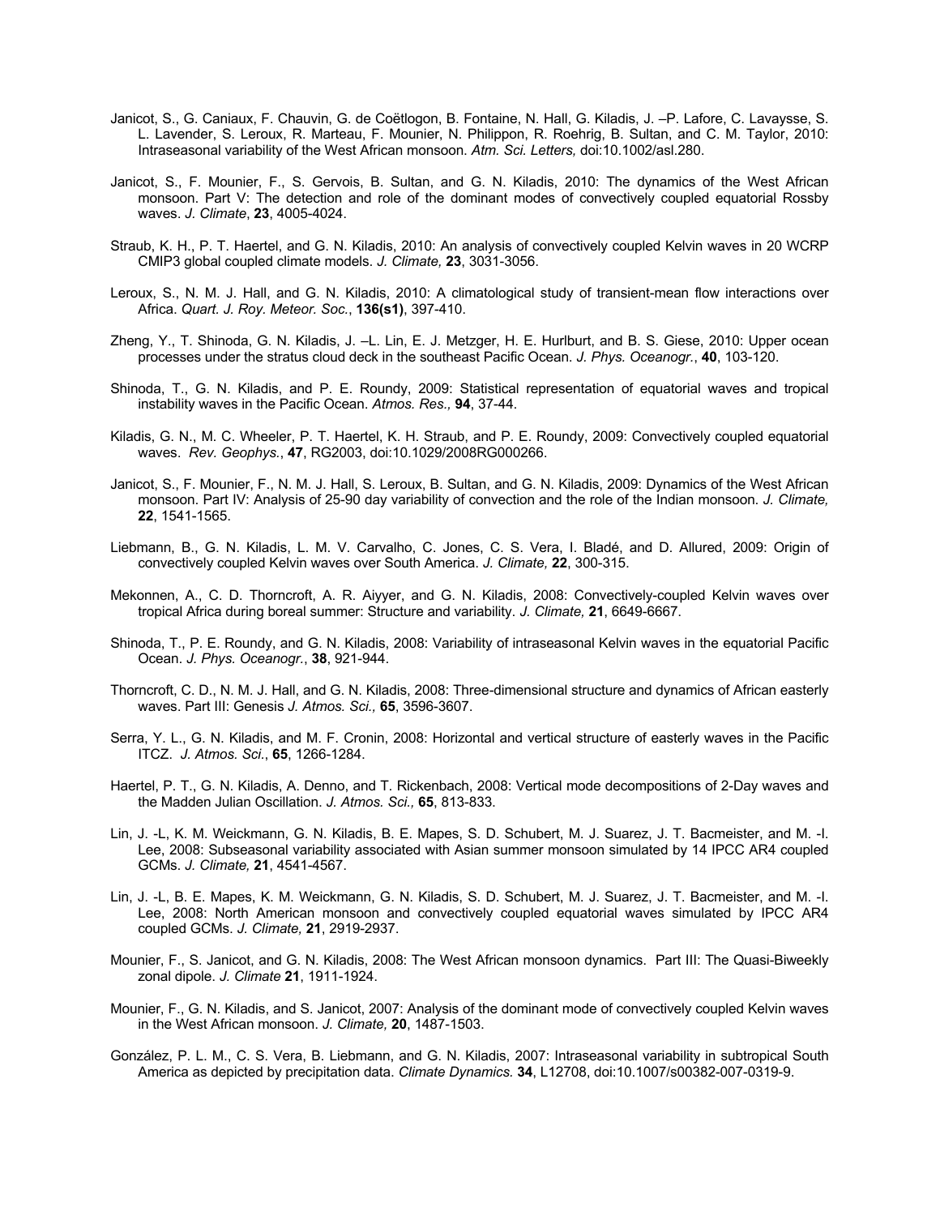Janicot, S., G. Caniaux, F. Chauvin, G. de Coëtlogon, B. Fontaine, N. Hall, G. Kiladis, J. –P. Lafore, C. Lavaysse, S. L. Lavender, S. Leroux, R. Marteau, F. Mounier, N. Philippon, R. Roehrig, B. Sultan, and C. M. Taylor, 2010: Intraseasonal variability of the West African monsoon. *Atm. Sci. Letters,* doi:10.1002/asl.280.

Janicot, S., F. Mounier, F., S. Gervois, B. Sultan, and G. N. Kiladis, 2010: The dynamics of the West African monsoon. Part V: The detection and role of the dominant modes of convectively coupled equatorial Rossby waves. *J. Climate*, **23**, 4005-4024.

Straub, K. H., P. T. Haertel, and G. N. Kiladis, 2010: An analysis of convectively coupled Kelvin waves in 20 WCRP CMIP3 global coupled climate models. *J. Climate,* **23**, 3031-3056.

Leroux, S., N. M. J. Hall, and G. N. Kiladis, 2010: A climatological study of transient-mean flow interactions over Africa. *Quart. J. Roy. Meteor. Soc.*, **136(s1)**, 397-410.

Zheng, Y., T. Shinoda, G. N. Kiladis, J. –L. Lin, E. J. Metzger, H. E. Hurlburt, and B. S. Giese, 2010: Upper ocean processes under the stratus cloud deck in the southeast Pacific Ocean. *J. Phys. Oceanogr.*, **40**, 103-120.

Shinoda, T., G. N. Kiladis, and P. E. Roundy, 2009: Statistical representation of equatorial waves and tropical instability waves in the Pacific Ocean. *Atmos. Res.,* **94**, 37-44.

Kiladis, G. N., M. C. Wheeler, P. T. Haertel, K. H. Straub, and P. E. Roundy, 2009: Convectively coupled equatorial waves. *Rev. Geophys.*, **47**, RG2003, doi:10.1029/2008RG000266.

Janicot, S., F. Mounier, F., N. M. J. Hall, S. Leroux, B. Sultan, and G. N. Kiladis, 2009: Dynamics of the West African monsoon. Part IV: Analysis of 25-90 day variability of convection and the role of the Indian monsoon. *J. Climate,* **22**, 1541-1565.

Liebmann, B., G. N. Kiladis, L. M. V. Carvalho, C. Jones, C. S. Vera, I. Bladé, and D. Allured, 2009: Origin of convectively coupled Kelvin waves over South America. *J. Climate,* **22**, 300-315.

Mekonnen, A., C. D. Thorncroft, A. R. Aiyyer, and G. N. Kiladis, 2008: Convectively-coupled Kelvin waves over tropical Africa during boreal summer: Structure and variability. *J. Climate,* **21**, 6649-6667.

Shinoda, T., P. E. Roundy, and G. N. Kiladis, 2008: Variability of intraseasonal Kelvin waves in the equatorial Pacific Ocean. *J. Phys. Oceanogr.*, **38**, 921-944.

Thorncroft, C. D., N. M. J. Hall, and G. N. Kiladis, 2008: Three-dimensional structure and dynamics of African easterly waves. Part III: Genesis *J. Atmos. Sci.,* **65**, 3596-3607.

Serra, Y. L., G. N. Kiladis, and M. F. Cronin, 2008: Horizontal and vertical structure of easterly waves in the Pacific ITCZ. *J. Atmos. Sci.*, **65**, 1266-1284.

Haertel, P. T., G. N. Kiladis, A. Denno, and T. Rickenbach, 2008: Vertical mode decompositions of 2-Day waves and the Madden Julian Oscillation. *J. Atmos. Sci.,* **65**, 813-833.

Lin, J. -L, K. M. Weickmann, G. N. Kiladis, B. E. Mapes, S. D. Schubert, M. J. Suarez, J. T. Bacmeister, and M. -I. Lee, 2008: Subseasonal variability associated with Asian summer monsoon simulated by 14 IPCC AR4 coupled GCMs. *J. Climate,* **21**, 4541-4567.

Lin, J. -L, B. E. Mapes, K. M. Weickmann, G. N. Kiladis, S. D. Schubert, M. J. Suarez, J. T. Bacmeister, and M. -I. Lee, 2008: North American monsoon and convectively coupled equatorial waves simulated by IPCC AR4 coupled GCMs. *J. Climate,* **21**, 2919-2937.

Mounier, F., S. Janicot, and G. N. Kiladis, 2008: The West African monsoon dynamics. Part III: The Quasi-Biweekly zonal dipole. *J. Climate* **21**, 1911-1924.

Mounier, F., G. N. Kiladis, and S. Janicot, 2007: Analysis of the dominant mode of convectively coupled Kelvin waves in the West African monsoon. *J. Climate,* **20**, 1487-1503.

González, P. L. M., C. S. Vera, B. Liebmann, and G. N. Kiladis, 2007: Intraseasonal variability in subtropical South America as depicted by precipitation data. *Climate Dynamics.* **34**, L12708, doi:10.1007/s00382-007-0319-9.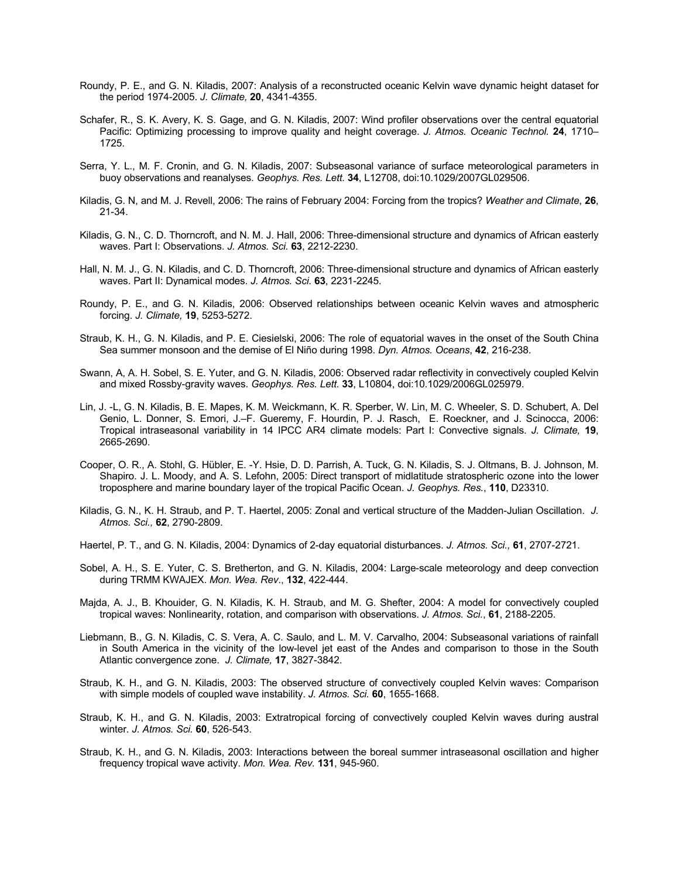Roundy, P. E., and G. N. Kiladis, 2007: Analysis of a reconstructed oceanic Kelvin wave dynamic height dataset for the period 1974-2005. *J. Climate,* **20**, 4341-4355.

Schafer, R., S. K. Avery, K. S. Gage, and G. N. Kiladis, 2007: Wind profiler observations over the central equatorial Pacific: Optimizing processing to improve quality and height coverage. *J. Atmos. Oceanic Technol.* **24**, 1710–1725.

Serra, Y. L., M. F. Cronin, and G. N. Kiladis, 2007: Subseasonal variance of surface meteorological parameters in buoy observations and reanalyses. *Geophys. Res. Lett.* **34**, L12708, doi:10.1029/2007GL029506.

Kiladis, G. N, and M. J. Revell, 2006: The rains of February 2004: Forcing from the tropics? *Weather and Climate*, **26**, 21-34.

Kiladis, G. N., C. D. Thorncroft, and N. M. J. Hall, 2006: Three-dimensional structure and dynamics of African easterly waves. Part I: Observations. *J. Atmos. Sci.* **63**, 2212-2230.

Hall, N. M. J., G. N. Kiladis, and C. D. Thorncroft, 2006: Three-dimensional structure and dynamics of African easterly waves. Part II: Dynamical modes. *J. Atmos. Sci.* **63**, 2231-2245.

Roundy, P. E., and G. N. Kiladis, 2006: Observed relationships between oceanic Kelvin waves and atmospheric forcing. *J. Climate,* **19**, 5253-5272.

Straub, K. H., G. N. Kiladis, and P. E. Ciesielski, 2006: The role of equatorial waves in the onset of the South China Sea summer monsoon and the demise of El Niño during 1998. *Dyn. Atmos. Oceans*, **42**, 216-238.

Swann, A, A. H. Sobel, S. E. Yuter, and G. N. Kiladis, 2006: Observed radar reflectivity in convectively coupled Kelvin and mixed Rossby-gravity waves. *Geophys. Res. Lett.* **33**, L10804, doi:10.1029/2006GL025979.

Lin, J. -L, G. N. Kiladis, B. E. Mapes, K. M. Weickmann, K. R. Sperber, W. Lin, M. C. Wheeler, S. D. Schubert, A. Del Genio, L. Donner, S. Emori, J.–F. Gueremy, F. Hourdin, P. J. Rasch, E. Roeckner, and J. Scinocca, 2006: Tropical intraseasonal variability in 14 IPCC AR4 climate models: Part I: Convective signals. *J. Climate,* **19**, 2665-2690.

Cooper, O. R., A. Stohl, G. Hübler, E. -Y. Hsie, D. D. Parrish, A. Tuck, G. N. Kiladis, S. J. Oltmans, B. J. Johnson, M. Shapiro. J. L. Moody, and A. S. Lefohn, 2005: Direct transport of midlatitude stratospheric ozone into the lower troposphere and marine boundary layer of the tropical Pacific Ocean. *J. Geophys. Res.*, **110**, D23310.

Kiladis, G. N., K. H. Straub, and P. T. Haertel, 2005: Zonal and vertical structure of the Madden-Julian Oscillation. *J. Atmos. Sci.,* **62**, 2790-2809.

Haertel, P. T., and G. N. Kiladis, 2004: Dynamics of 2-day equatorial disturbances. *J. Atmos. Sci.,* **61**, 2707-2721.

Sobel, A. H., S. E. Yuter, C. S. Bretherton, and G. N. Kiladis, 2004: Large-scale meteorology and deep convection during TRMM KWAJEX. *Mon. Wea. Rev*., **132**, 422-444.

Majda, A. J., B. Khouider, G. N. Kiladis, K. H. Straub, and M. G. Shefter, 2004: A model for convectively coupled tropical waves: Nonlinearity, rotation, and comparison with observations. *J. Atmos. Sci.*, **61**, 2188-2205.

Liebmann, B., G. N. Kiladis, C. S. Vera, A. C. Saulo, and L. M. V. Carvalho, 2004: Subseasonal variations of rainfall in South America in the vicinity of the low-level jet east of the Andes and comparison to those in the South Atlantic convergence zone. *J. Climate,* **17**, 3827-3842.

Straub, K. H., and G. N. Kiladis, 2003: The observed structure of convectively coupled Kelvin waves: Comparison with simple models of coupled wave instability. *J. Atmos. Sci.* **60**, 1655-1668.

Straub, K. H., and G. N. Kiladis, 2003: Extratropical forcing of convectively coupled Kelvin waves during austral winter. *J. Atmos. Sci.* **60**, 526-543.

Straub, K. H., and G. N. Kiladis, 2003: Interactions between the boreal summer intraseasonal oscillation and higher frequency tropical wave activity. *Mon. Wea. Rev.* **131**, 945-960.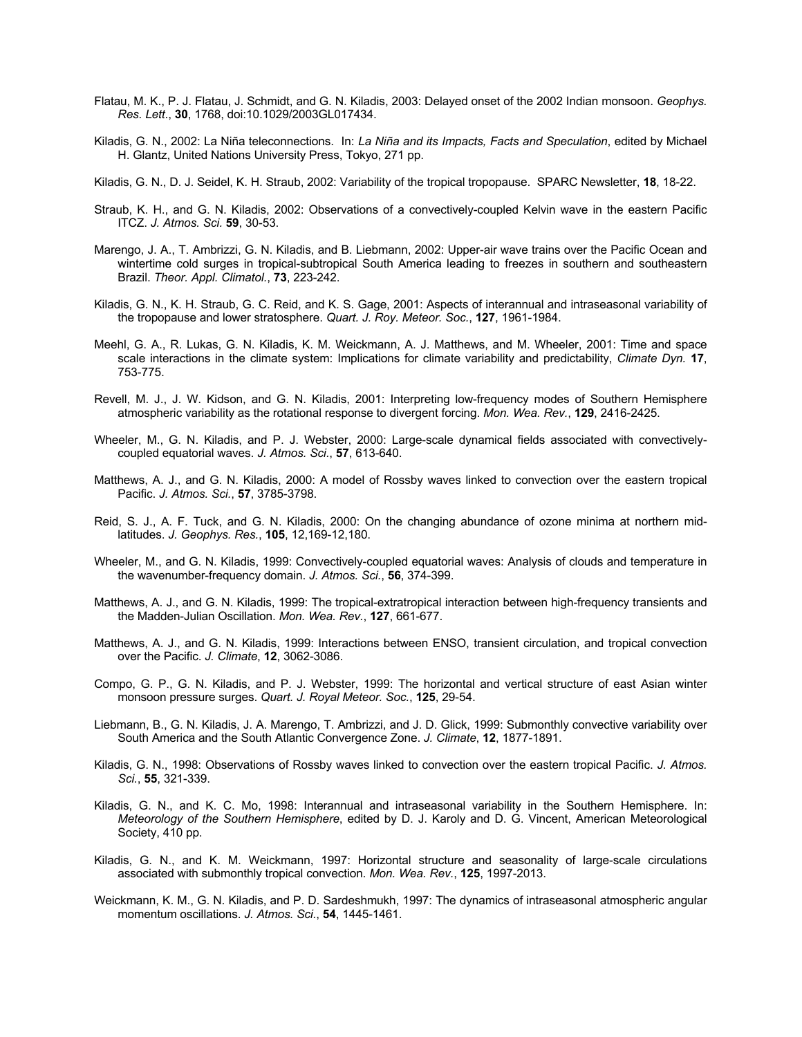Flatau, M. K., P. J. Flatau, J. Schmidt, and G. N. Kiladis, 2003: Delayed onset of the 2002 Indian monsoon. *Geophys. Res. Lett*., **30**, 1768, doi:10.1029/2003GL017434.

Kiladis, G. N., 2002: La Niña teleconnections. In: *La Niña and its Impacts, Facts and Speculation*, edited by Michael H. Glantz, United Nations University Press, Tokyo, 271 pp.

Kiladis, G. N., D. J. Seidel, K. H. Straub, 2002: Variability of the tropical tropopause. SPARC Newsletter, **18**, 18-22.

Straub, K. H., and G. N. Kiladis, 2002: Observations of a convectively-coupled Kelvin wave in the eastern Pacific ITCZ. *J. Atmos. Sci.* **59**, 30-53.

Marengo, J. A., T. Ambrizzi, G. N. Kiladis, and B. Liebmann, 2002: Upper-air wave trains over the Pacific Ocean and wintertime cold surges in tropical-subtropical South America leading to freezes in southern and southeastern Brazil. *Theor. Appl. Climatol.*, **73**, 223-242.

Kiladis, G. N., K. H. Straub, G. C. Reid, and K. S. Gage, 2001: Aspects of interannual and intraseasonal variability of the tropopause and lower stratosphere. *Quart. J. Roy. Meteor. Soc.*, **127**, 1961-1984.

Meehl, G. A., R. Lukas, G. N. Kiladis, K. M. Weickmann, A. J. Matthews, and M. Wheeler, 2001: Time and space scale interactions in the climate system: Implications for climate variability and predictability, *Climate Dyn.* **17**, 753-775.

Revell, M. J., J. W. Kidson, and G. N. Kiladis, 2001: Interpreting low-frequency modes of Southern Hemisphere atmospheric variability as the rotational response to divergent forcing. *Mon. Wea. Rev.*, **129**, 2416-2425.

Wheeler, M., G. N. Kiladis, and P. J. Webster, 2000: Large-scale dynamical fields associated with convectively-coupled equatorial waves. *J. Atmos. Sci.*, **57**, 613-640.

Matthews, A. J., and G. N. Kiladis, 2000: A model of Rossby waves linked to convection over the eastern tropical Pacific. *J. Atmos. Sci.*, **57**, 3785-3798.

Reid, S. J., A. F. Tuck, and G. N. Kiladis, 2000: On the changing abundance of ozone minima at northern mid-latitudes. *J. Geophys. Res.*, **105**, 12,169-12,180.

Wheeler, M., and G. N. Kiladis, 1999: Convectively-coupled equatorial waves: Analysis of clouds and temperature in the wavenumber-frequency domain. *J. Atmos. Sci.*, **56**, 374-399.

Matthews, A. J., and G. N. Kiladis, 1999: The tropical-extratropical interaction between high-frequency transients and the Madden-Julian Oscillation. *Mon. Wea. Rev.*, **127**, 661-677.

Matthews, A. J., and G. N. Kiladis, 1999: Interactions between ENSO, transient circulation, and tropical convection over the Pacific. *J. Climate*, **12**, 3062-3086.

Compo, G. P., G. N. Kiladis, and P. J. Webster, 1999: The horizontal and vertical structure of east Asian winter monsoon pressure surges. *Quart. J. Royal Meteor. Soc.*, **125**, 29-54.

Liebmann, B., G. N. Kiladis, J. A. Marengo, T. Ambrizzi, and J. D. Glick, 1999: Submonthly convective variability over South America and the South Atlantic Convergence Zone. *J. Climate*, **12**, 1877-1891.

Kiladis, G. N., 1998: Observations of Rossby waves linked to convection over the eastern tropical Pacific. *J. Atmos. Sci.*, **55**, 321-339.

Kiladis, G. N., and K. C. Mo, 1998: Interannual and intraseasonal variability in the Southern Hemisphere. In: *Meteorology of the Southern Hemisphere*, edited by D. J. Karoly and D. G. Vincent, American Meteorological Society, 410 pp.

Kiladis, G. N., and K. M. Weickmann, 1997: Horizontal structure and seasonality of large-scale circulations associated with submonthly tropical convection. *Mon. Wea. Rev.*, **125**, 1997-2013.

Weickmann, K. M., G. N. Kiladis, and P. D. Sardeshmukh, 1997: The dynamics of intraseasonal atmospheric angular momentum oscillations. *J. Atmos. Sci.*, **54**, 1445-1461.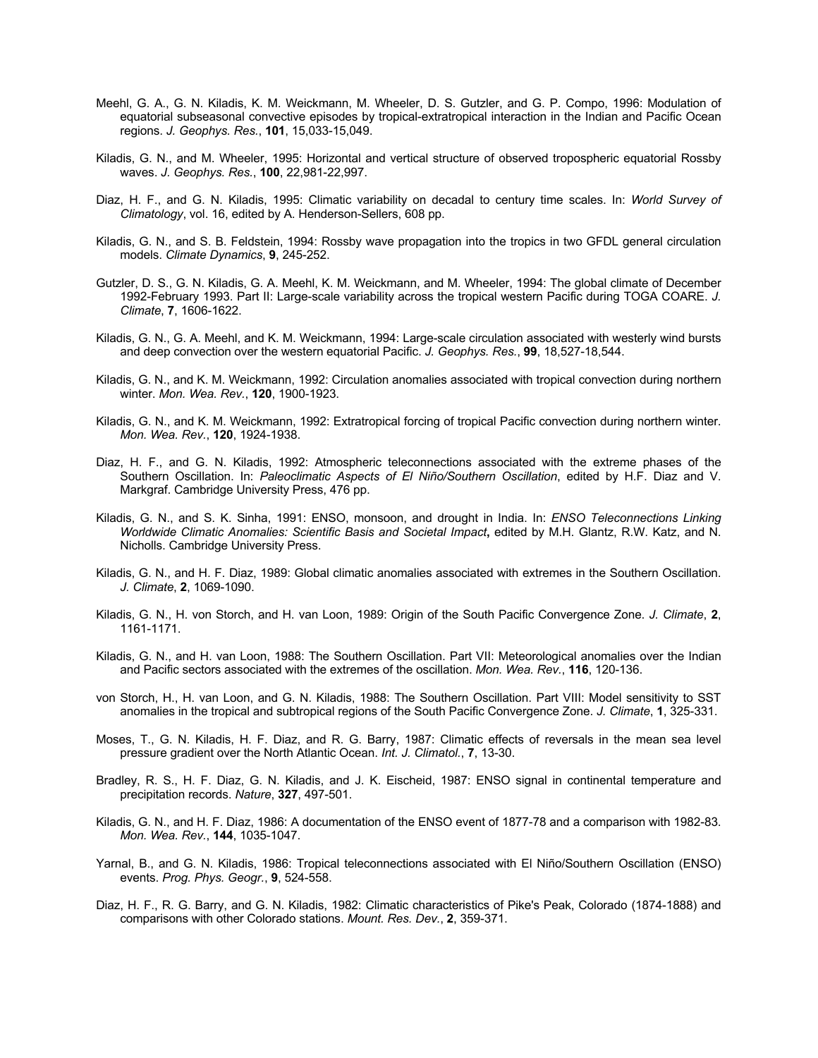Meehl, G. A., G. N. Kiladis, K. M. Weickmann, M. Wheeler, D. S. Gutzler, and G. P. Compo, 1996: Modulation of equatorial subseasonal convective episodes by tropical-extratropical interaction in the Indian and Pacific Ocean regions. *J. Geophys. Res.*, **101**, 15,033-15,049.

Kiladis, G. N., and M. Wheeler, 1995: Horizontal and vertical structure of observed tropospheric equatorial Rossby waves. *J. Geophys. Res.*, **100**, 22,981-22,997.

Diaz, H. F., and G. N. Kiladis, 1995: Climatic variability on decadal to century time scales. In: *World Survey of Climatology*, vol. 16, edited by A. Henderson-Sellers, 608 pp.

Kiladis, G. N., and S. B. Feldstein, 1994: Rossby wave propagation into the tropics in two GFDL general circulation models. *Climate Dynamics*, **9**, 245-252.

Gutzler, D. S., G. N. Kiladis, G. A. Meehl, K. M. Weickmann, and M. Wheeler, 1994: The global climate of December 1992-February 1993. Part II: Large-scale variability across the tropical western Pacific during TOGA COARE. *J. Climate*, **7**, 1606-1622.

Kiladis, G. N., G. A. Meehl, and K. M. Weickmann, 1994: Large-scale circulation associated with westerly wind bursts and deep convection over the western equatorial Pacific. *J. Geophys. Res.*, **99**, 18,527-18,544.

Kiladis, G. N., and K. M. Weickmann, 1992: Circulation anomalies associated with tropical convection during northern winter. *Mon. Wea. Rev.*, **120**, 1900-1923.

Kiladis, G. N., and K. M. Weickmann, 1992: Extratropical forcing of tropical Pacific convection during northern winter. *Mon. Wea. Rev.*, **120**, 1924-1938.

Diaz, H. F., and G. N. Kiladis, 1992: Atmospheric teleconnections associated with the extreme phases of the Southern Oscillation. In: *Paleoclimatic Aspects of El Niño/Southern Oscillation*, edited by H.F. Diaz and V. Markgraf. Cambridge University Press, 476 pp.

Kiladis, G. N., and S. K. Sinha, 1991: ENSO, monsoon, and drought in India. In: *ENSO Teleconnections Linking Worldwide Climatic Anomalies: Scientific Basis and Societal Impact*, edited by M.H. Glantz, R.W. Katz, and N. Nicholls. Cambridge University Press.

Kiladis, G. N., and H. F. Diaz, 1989: Global climatic anomalies associated with extremes in the Southern Oscillation. *J. Climate*, **2**, 1069-1090.

Kiladis, G. N., H. von Storch, and H. van Loon, 1989: Origin of the South Pacific Convergence Zone. *J. Climate*, **2**, 1161-1171.

Kiladis, G. N., and H. van Loon, 1988: The Southern Oscillation. Part VII: Meteorological anomalies over the Indian and Pacific sectors associated with the extremes of the oscillation. *Mon. Wea. Rev.*, **116**, 120-136.

von Storch, H., H. van Loon, and G. N. Kiladis, 1988: The Southern Oscillation. Part VIII: Model sensitivity to SST anomalies in the tropical and subtropical regions of the South Pacific Convergence Zone. *J. Climate*, **1**, 325-331.

Moses, T., G. N. Kiladis, H. F. Diaz, and R. G. Barry, 1987: Climatic effects of reversals in the mean sea level pressure gradient over the North Atlantic Ocean. *Int. J. Climatol.*, **7**, 13-30.

Bradley, R. S., H. F. Diaz, G. N. Kiladis, and J. K. Eischeid, 1987: ENSO signal in continental temperature and precipitation records. *Nature*, **327**, 497-501.

Kiladis, G. N., and H. F. Diaz, 1986: A documentation of the ENSO event of 1877-78 and a comparison with 1982-83. *Mon. Wea. Rev.*, **144**, 1035-1047.

Yarnal, B., and G. N. Kiladis, 1986: Tropical teleconnections associated with El Niño/Southern Oscillation (ENSO) events. *Prog. Phys. Geogr.*, **9**, 524-558.

Diaz, H. F., R. G. Barry, and G. N. Kiladis, 1982: Climatic characteristics of Pike's Peak, Colorado (1874-1888) and comparisons with other Colorado stations. *Mount. Res. Dev.*, **2**, 359-371.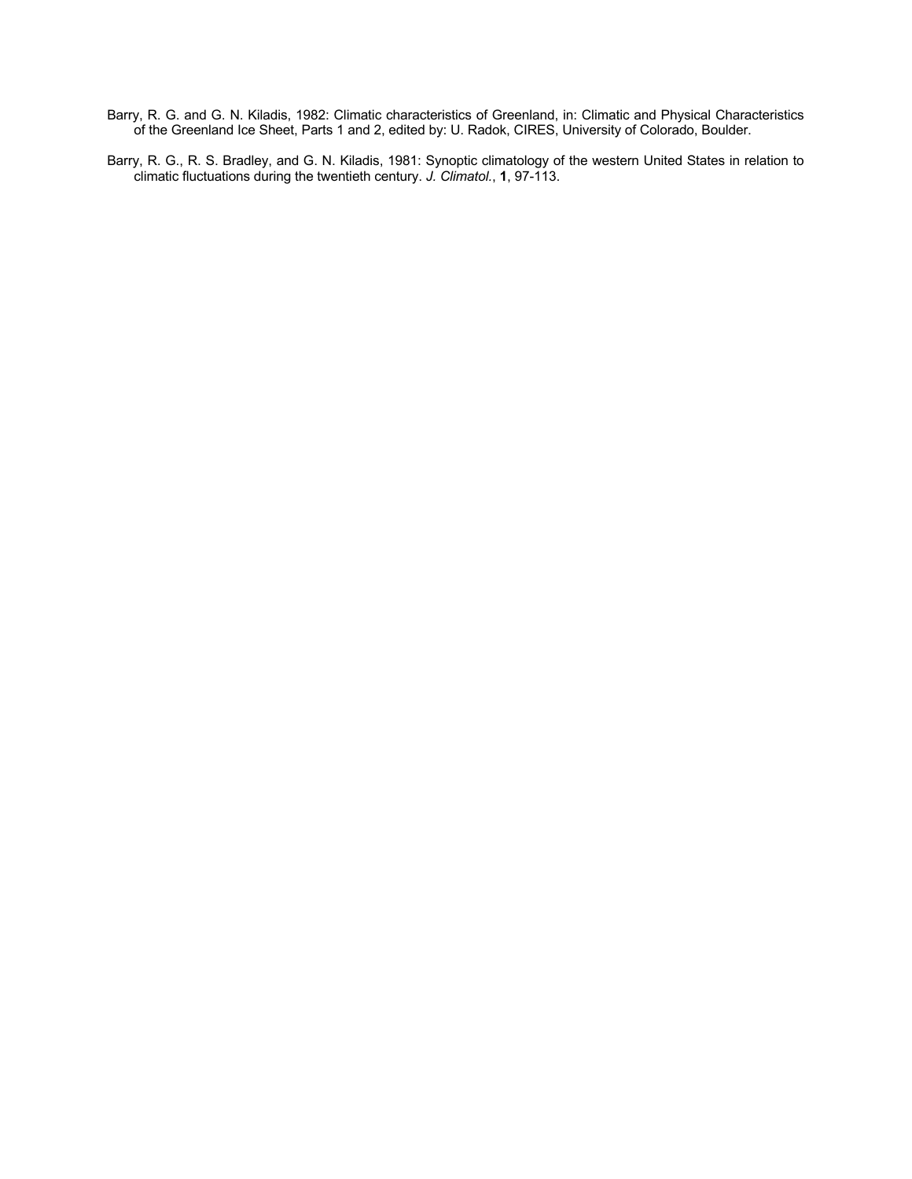Barry, R. G. and G. N. Kiladis, 1982: Climatic characteristics of Greenland, in: Climatic and Physical Characteristics of the Greenland Ice Sheet, Parts 1 and 2, edited by: U. Radok, CIRES, University of Colorado, Boulder.

Barry, R. G., R. S. Bradley, and G. N. Kiladis, 1981: Synoptic climatology of the western United States in relation to climatic fluctuations during the twentieth century. *J. Climatol.*, **1**, 97-113.